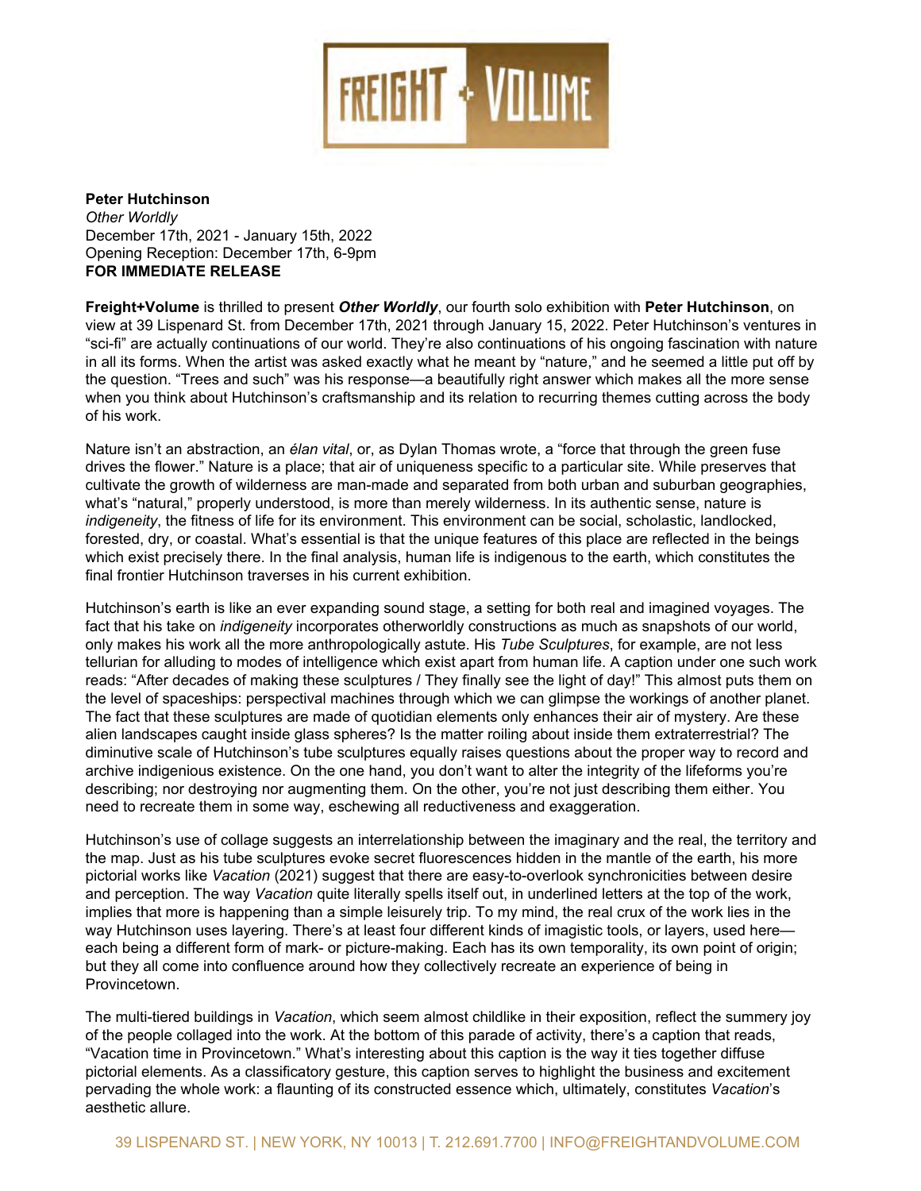FREIGHT + VOLUME

**Peter Hutchinson**
*Other Worldly*
December 17th, 2021 - January 15th, 2022
Opening Reception: December 17th, 6-9pm
**FOR IMMEDIATE RELEASE**

**Freight+Volume** is thrilled to present ***Other Worldly***, our fourth solo exhibition with **Peter Hutchinson**, on view at 39 Lispenard St. from December 17th, 2021 through January 15, 2022. Peter Hutchinson's ventures in "sci-fi" are actually continuations of our world. They're also continuations of his ongoing fascination with nature in all its forms. When the artist was asked exactly what he meant by "nature," and he seemed a little put off by the question. "Trees and such" was his response—a beautifully right answer which makes all the more sense when you think about Hutchinson's craftsmanship and its relation to recurring themes cutting across the body of his work.

Nature isn't an abstraction, an *élan vital*, or, as Dylan Thomas wrote, a "force that through the green fuse drives the flower." Nature is a place; that air of uniqueness specific to a particular site. While preserves that cultivate the growth of wilderness are man-made and separated from both urban and suburban geographies, what's "natural," properly understood, is more than merely wilderness. In its authentic sense, nature is *indigeneity*, the fitness of life for its environment. This environment can be social, scholastic, landlocked, forested, dry, or coastal. What's essential is that the unique features of this place are reflected in the beings which exist precisely there. In the final analysis, human life is indigenous to the earth, which constitutes the final frontier Hutchinson traverses in his current exhibition.

Hutchinson's earth is like an ever expanding sound stage, a setting for both real and imagined voyages. The fact that his take on *indigeneity* incorporates otherworldly constructions as much as snapshots of our world, only makes his work all the more anthropologically astute. His *Tube Sculptures*, for example, are not less tellurian for alluding to modes of intelligence which exist apart from human life. A caption under one such work reads: "After decades of making these sculptures / They finally see the light of day!" This almost puts them on the level of spaceships: perspectival machines through which we can glimpse the workings of another planet. The fact that these sculptures are made of quotidian elements only enhances their air of mystery. Are these alien landscapes caught inside glass spheres? Is the matter roiling about inside them extraterrestrial? The diminutive scale of Hutchinson's tube sculptures equally raises questions about the proper way to record and archive indigenious existence. On the one hand, you don't want to alter the integrity of the lifeforms you're describing; nor destroying nor augmenting them. On the other, you're not just describing them either. You need to recreate them in some way, eschewing all reductiveness and exaggeration.

Hutchinson's use of collage suggests an interrelationship between the imaginary and the real, the territory and the map. Just as his tube sculptures evoke secret fluorescences hidden in the mantle of the earth, his more pictorial works like *Vacation* (2021) suggest that there are easy-to-overlook synchronicities between desire and perception. The way *Vacation* quite literally spells itself out, in underlined letters at the top of the work, implies that more is happening than a simple leisurely trip. To my mind, the real crux of the work lies in the way Hutchinson uses layering. There's at least four different kinds of imagistic tools, or layers, used here—each being a different form of mark- or picture-making. Each has its own temporality, its own point of origin; but they all come into confluence around how they collectively recreate an experience of being in Provincetown.

The multi-tiered buildings in *Vacation*, which seem almost childlike in their exposition, reflect the summery joy of the people collaged into the work. At the bottom of this parade of activity, there's a caption that reads, "Vacation time in Provincetown." What's interesting about this caption is the way it ties together diffuse pictorial elements. As a classificatory gesture, this caption serves to highlight the business and excitement pervading the whole work: a flaunting of its constructed essence which, ultimately, constitutes *Vacation*'s aesthetic allure.

39 LISPENARD ST. | NEW YORK, NY 10013 | T. 212.691.7700 | INFO@FREIGHTANDVOLUME.COM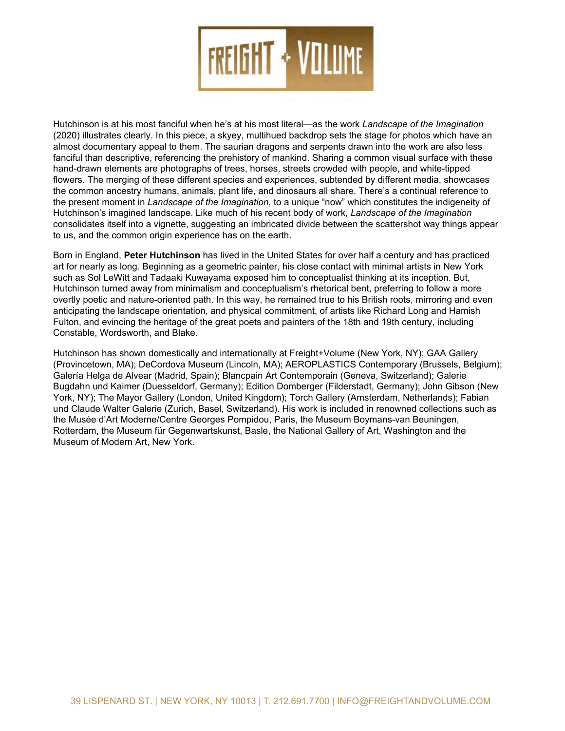Hutchinson is at his most fanciful when he's at his most literal—as the work *Landscape of the Imagination* (2020) illustrates clearly. In this piece, a skyey, multihued backdrop sets the stage for photos which have an almost documentary appeal to them. The saurian dragons and serpents drawn into the work are also less fanciful than descriptive, referencing the prehistory of mankind. Sharing a common visual surface with these hand-drawn elements are photographs of trees, horses, streets crowded with people, and white-tipped flowers. The merging of these different species and experiences, subtended by different media, showcases the common ancestry humans, animals, plant life, and dinosaurs all share. There's a continual reference to the present moment in *Landscape of the Imagination*, to a unique "now" which constitutes the indigeneity of Hutchinson's imagined landscape. Like much of his recent body of work, *Landscape of the Imagination* consolidates itself into a vignette, suggesting an imbricated divide between the scattershot way things appear to us, and the common origin experience has on the earth.

Born in England, **Peter Hutchinson** has lived in the United States for over half a century and has practiced art for nearly as long. Beginning as a geometric painter, his close contact with minimal artists in New York such as Sol LeWitt and Tadaaki Kuwayama exposed him to conceptualist thinking at its inception. But, Hutchinson turned away from minimalism and conceptualism's rhetorical bent, preferring to follow a more overtly poetic and nature-oriented path. In this way, he remained true to his British roots, mirroring and even anticipating the landscape orientation, and physical commitment, of artists like Richard Long and Hamish Fulton, and evincing the heritage of the great poets and painters of the 18th and 19th century, including Constable, Wordsworth, and Blake.

Hutchinson has shown domestically and internationally at Freight+Volume (New York, NY); GAA Gallery (Provincetown, MA); DeCordova Museum (Lincoln, MA); AEROPLASTICS Contemporary (Brussels, Belgium); Galería Helga de Alvear (Madrid, Spain); Blancpain Art Contemporain (Geneva, Switzerland); Galerie Bugdahn und Kaimer (Duesseldorf, Germany); Edition Domberger (Filderstadt, Germany); John Gibson (New York, NY); The Mayor Gallery (London, United Kingdom); Torch Gallery (Amsterdam, Netherlands); Fabian und Claude Walter Galerie (Zurich, Basel, Switzerland). His work is included in renowned collections such as the Musée d'Art Moderne/Centre Georges Pompidou, Paris, the Museum Boymans-van Beuningen, Rotterdam, the Museum für Gegenwartskunst, Basle, the National Gallery of Art, Washington and the Museum of Modern Art, New York.